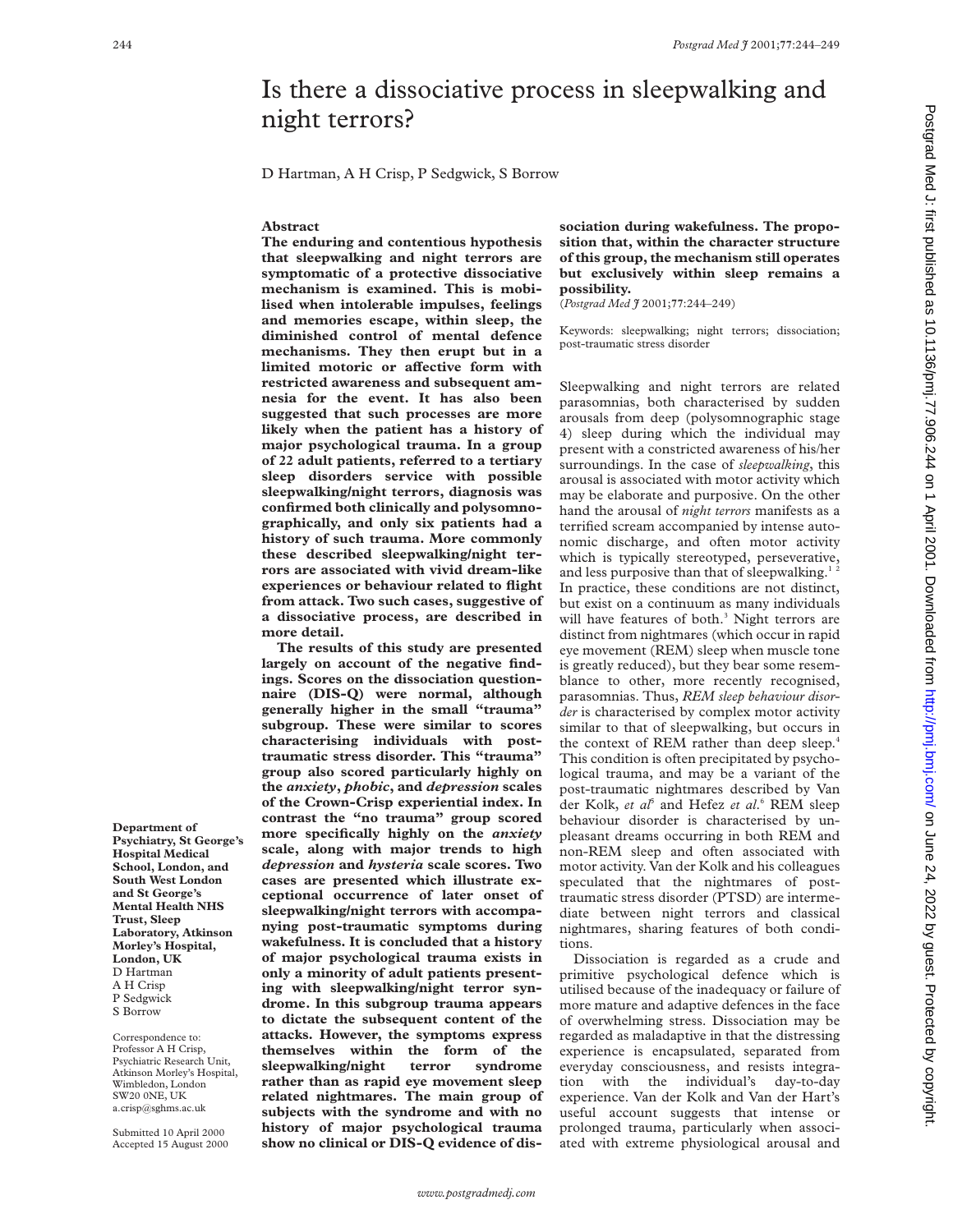# Is there a dissociative process in sleepwalking and night terrors?

D Hartman, A H Crisp, P Sedgwick, S Borrow

## Abstract

**The enduring and contentious hypothesis that sleepwalking and night terrors are symptomatic of a protective dissociative mechanism is examined. This is mobilised when intolerable impulses, feelings and memories escape, within sleep, the diminished control of mental defence mechanisms. They then erupt but in a limited motoric or affective form with restricted awareness and subsequent amnesia for the event. It has also been suggested that such processes are more likely when the patient has a history of major psychological trauma. In a group of 22 adult patients, referred to a tertiary sleep disorders service with possible sleepwalking/night terrors, diagnosis was confirmed both clinically and polysomnographically, and only six patients had a history of such trauma. More commonly these described sleepwalking/night terrors are associated with vivid dream-like experiences or behaviour related to flight from attack. Two such cases, suggestive of a dissociative process, are described in more detail.**

**The results of this study are presented largely on account of the negative findings. Scores on the dissociation questionnaire (DIS-Q) were normal, although generally higher in the small "trauma" subgroup. These were similar to scores characterising individuals with post-traumatic stress disorder. This "trauma" group also scored particularly highly on the *anxiety*, *phobic*, and *depression* scales of the Crown-Crisp experiential index. In contrast the "no trauma" group scored more specifically highly on the *anxiety* scale, along with major trends to high *depression* and *hysteria* scale scores. Two cases are presented which illustrate exceptional occurrence of later onset of sleepwalking/night terrors with accompanying post-traumatic symptoms during wakefulness. It is concluded that a history of major psychological trauma exists in only a minority of adult patients presenting with sleepwalking/night terror syndrome. In this subgroup trauma appears to dictate the subsequent content of the attacks. However, the symptoms express themselves within the form of the sleepwalking/night terror syndrome rather than as rapid eye movement sleep related nightmares. The main group of subjects with the syndrome and with no history of major psychological trauma show no clinical or DIS-Q evidence of dissociation during wakefulness. The proposition that, within the character structure of this group, the mechanism still operates but exclusively within sleep remains a possibility.**

(*Postgrad Med J* 2001;77:244–249)

Keywords: sleepwalking; night terrors; dissociation; post-traumatic stress disorder

Department of Psychiatry, St George's Hospital Medical School, London, and South West London and St George's Mental Health NHS Trust, Sleep Laboratory, Atkinson Morley's Hospital, London, UK
D Hartman
A H Crisp
P Sedgwick
S Borrow

Correspondence to: Professor A H Crisp, Psychiatric Research Unit, Atkinson Morley's Hospital, Wimbledon, London SW20 0NE, UK
a.crisp@sghms.ac.uk

Submitted 10 April 2000
Accepted 15 August 2000

Sleepwalking and night terrors are related parasomnias, both characterised by sudden arousals from deep (polysomnographic stage 4) sleep during which the individual may present with a constricted awareness of his/her surroundings. In the case of *sleepwalking*, this arousal is associated with motor activity which may be elaborate and purposive. On the other hand the arousal of *night terrors* manifests as a terrified scream accompanied by intense autonomic discharge, and often motor activity which is typically stereotyped, perseverative, and less purposive than that of sleepwalking.[1 2] In practice, these conditions are not distinct, but exist on a continuum as many individuals will have features of both.[3] Night terrors are distinct from nightmares (which occur in rapid eye movement (REM) sleep when muscle tone is greatly reduced), but they bear some resemblance to other, more recently recognised, parasomnias. Thus, *REM sleep behaviour disorder* is characterised by complex motor activity similar to that of sleepwalking, but occurs in the context of REM rather than deep sleep.[4] This condition is often precipitated by psychological trauma, and may be a variant of the post-traumatic nightmares described by Van der Kolk, *et al*[5] and Hefez *et al*.[6] REM sleep behaviour disorder is characterised by unpleasant dreams occurring in both REM and non-REM sleep and often associated with motor activity. Van der Kolk and his colleagues speculated that the nightmares of post-traumatic stress disorder (PTSD) are intermediate between night terrors and classical nightmares, sharing features of both conditions.

Dissociation is regarded as a crude and primitive psychological defence which is utilised because of the inadequacy or failure of more mature and adaptive defences in the face of overwhelming stress. Dissociation may be regarded as maladaptive in that the distressing experience is encapsulated, separated from everyday consciousness, and resists integration with the individual's day-to-day experience. Van der Kolk and Van der Hart's useful account suggests that intense or prolonged trauma, particularly when associated with extreme physiological arousal and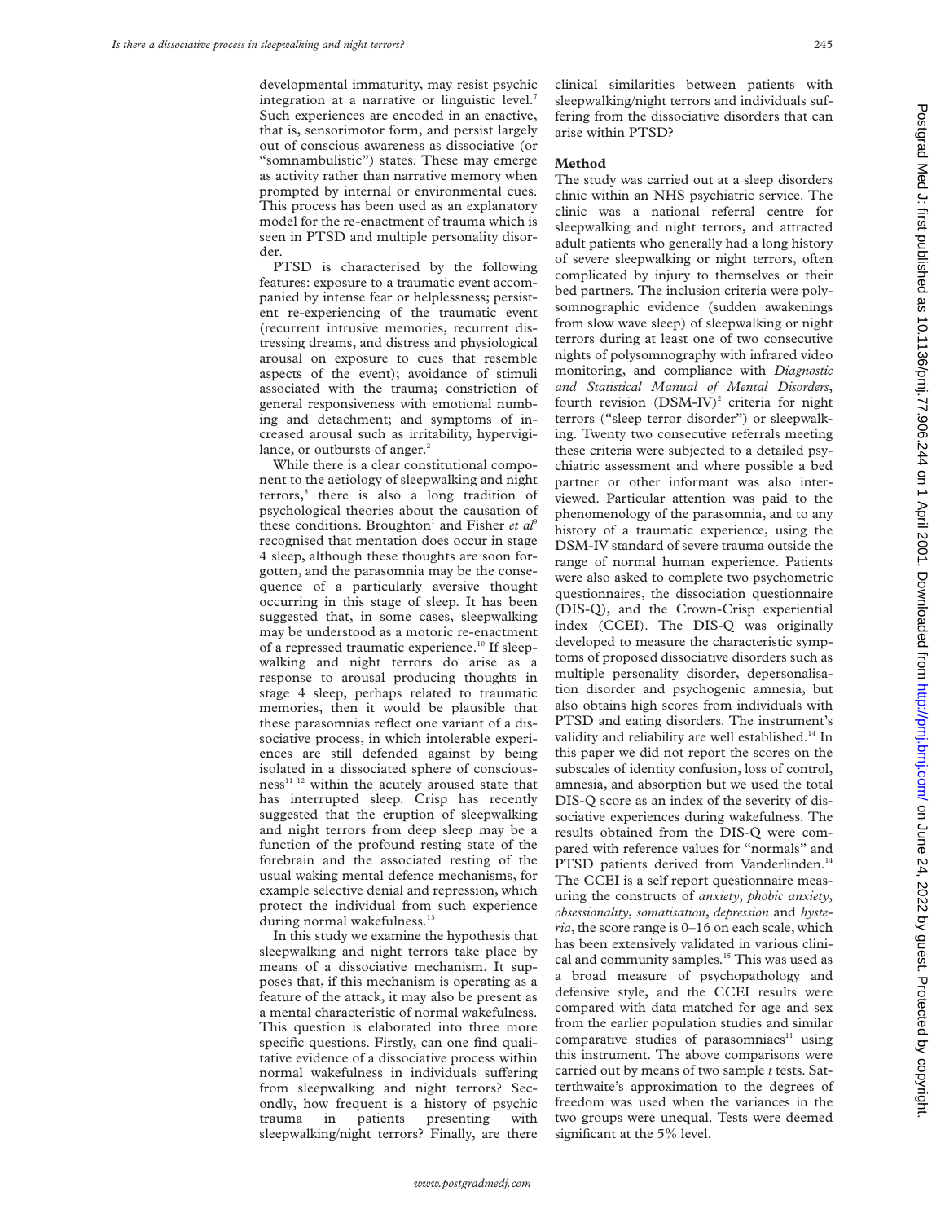developmental immaturity, may resist psychic integration at a narrative or linguistic level.[7] Such experiences are encoded in an enactive, that is, sensorimotor form, and persist largely out of conscious awareness as dissociative (or "somnambulistic") states. These may emerge as activity rather than narrative memory when prompted by internal or environmental cues. This process has been used as an explanatory model for the re-enactment of trauma which is seen in PTSD and multiple personality disorder.

PTSD is characterised by the following features: exposure to a traumatic event accompanied by intense fear or helplessness; persistent re-experiencing of the traumatic event (recurrent intrusive memories, recurrent distressing dreams, and distress and physiological arousal on exposure to cues that resemble aspects of the event); avoidance of stimuli associated with the trauma; constriction of general responsiveness with emotional numbing and detachment; and symptoms of increased arousal such as irritability, hypervigilance, or outbursts of anger.[2]

While there is a clear constitutional component to the aetiology of sleepwalking and night terrors,[8] there is also a long tradition of psychological theories about the causation of these conditions. Broughton[1] and Fisher *et al*[9] recognised that mentation does occur in stage 4 sleep, although these thoughts are soon forgotten, and the parasomnia may be the consequence of a particularly aversive thought occurring in this stage of sleep. It has been suggested that, in some cases, sleepwalking may be understood as a motoric re-enactment of a repressed traumatic experience.[10] If sleepwalking and night terrors do arise as a response to arousal producing thoughts in stage 4 sleep, perhaps related to traumatic memories, then it would be plausible that these parasomnias reflect one variant of a dissociative process, in which intolerable experiences are still defended against by being isolated in a dissociated sphere of consciousness[11 12] within the acutely aroused state that has interrupted sleep. Crisp has recently suggested that the eruption of sleepwalking and night terrors from deep sleep may be a function of the profound resting state of the forebrain and the associated resting of the usual waking mental defence mechanisms, for example selective denial and repression, which protect the individual from such experience during normal wakefulness.[13]

In this study we examine the hypothesis that sleepwalking and night terrors take place by means of a dissociative mechanism. It supposes that, if this mechanism is operating as a feature of the attack, it may also be present as a mental characteristic of normal wakefulness. This question is elaborated into three more specific questions. Firstly, can one find qualitative evidence of a dissociative process within normal wakefulness in individuals suffering from sleepwalking and night terrors? Secondly, how frequent is a history of psychic trauma in patients presenting with sleepwalking/night terrors? Finally, are there clinical similarities between patients with sleepwalking/night terrors and individuals suffering from the dissociative disorders that can arise within PTSD?

## Method

The study was carried out at a sleep disorders clinic within an NHS psychiatric service. The clinic was a national referral centre for sleepwalking and night terrors, and attracted adult patients who generally had a long history of severe sleepwalking or night terrors, often complicated by injury to themselves or their bed partners. The inclusion criteria were polysomnographic evidence (sudden awakenings from slow wave sleep) of sleepwalking or night terrors during at least one of two consecutive nights of polysomnography with infrared video monitoring, and compliance with *Diagnostic and Statistical Manual of Mental Disorders*, fourth revision (DSM-IV)[2] criteria for night terrors ("sleep terror disorder") or sleepwalking. Twenty two consecutive referrals meeting these criteria were subjected to a detailed psychiatric assessment and where possible a bed partner or other informant was also interviewed. Particular attention was paid to the phenomenology of the parasomnia, and to any history of a traumatic experience, using the DSM-IV standard of severe trauma outside the range of normal human experience. Patients were also asked to complete two psychometric questionnaires, the dissociation questionnaire (DIS-Q), and the Crown-Crisp experiential index (CCEI). The DIS-Q was originally developed to measure the characteristic symptoms of proposed dissociative disorders such as multiple personality disorder, depersonalisation disorder and psychogenic amnesia, but also obtains high scores from individuals with PTSD and eating disorders. The instrument's validity and reliability are well established.[14] In this paper we did not report the scores on the subscales of identity confusion, loss of control, amnesia, and absorption but we used the total DIS-Q score as an index of the severity of dissociative experiences during wakefulness. The results obtained from the DIS-Q were compared with reference values for "normals" and PTSD patients derived from Vanderlinden.[14] The CCEI is a self report questionnaire measuring the constructs of *anxiety*, *phobic anxiety*, *obsessionality*, *somatisation*, *depression* and *hysteria*, the score range is 0–16 on each scale, which has been extensively validated in various clinical and community samples.[15] This was used as a broad measure of psychopathology and defensive style, and the CCEI results were compared with data matched for age and sex from the earlier population studies and similar comparative studies of parasomniacs[11] using this instrument. The above comparisons were carried out by means of two sample *t* tests. Satterthwaite's approximation to the degrees of freedom was used when the variances in the two groups were unequal. Tests were deemed significant at the 5% level.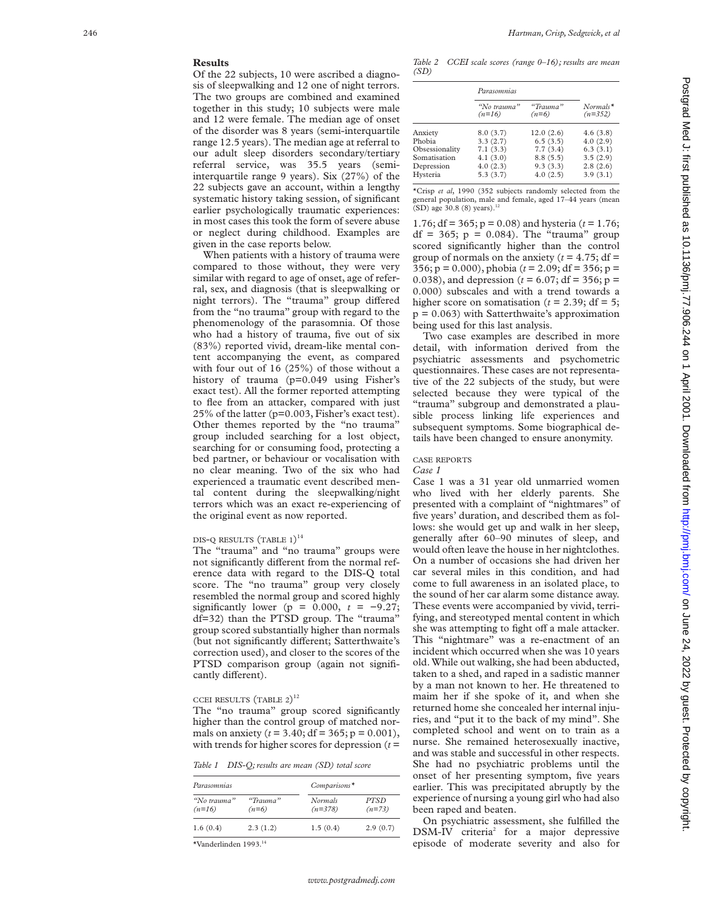## Results

Of the 22 subjects, 10 were ascribed a diagnosis of sleepwalking and 12 one of night terrors. The two groups are combined and examined together in this study; 10 subjects were male and 12 were female. The median age of onset of the disorder was 8 years (semi-interquartile range 12.5 years). The median age at referral to our adult sleep disorders secondary/tertiary referral service, was 35.5 years (semi-interquartile range 9 years). Six (27%) of the 22 subjects gave an account, within a lengthy systematic history taking session, of significant earlier psychologically traumatic experiences: in most cases this took the form of severe abuse or neglect during childhood. Examples are given in the case reports below.

When patients with a history of trauma were compared to those without, they were very similar with regard to age of onset, age of referral, sex, and diagnosis (that is sleepwalking or night terrors). The "trauma" group differed from the "no trauma" group with regard to the phenomenology of the parasomnia. Of those who had a history of trauma, five out of six (83%) reported vivid, dream-like mental content accompanying the event, as compared with four out of 16 (25%) of those without a history of trauma (p=0.049 using Fisher's exact test). All the former reported attempting to flee from an attacker, compared with just 25% of the latter (p=0.003, Fisher's exact test). Other themes reported by the "no trauma" group included searching for a lost object, searching for or consuming food, protecting a bed partner, or behaviour or vocalisation with no clear meaning. Two of the six who had experienced a traumatic event described mental content during the sleepwalking/night terrors which was an exact re-experiencing of the original event as now reported.

### DIS-Q RESULTS (TABLE 1)[14]

The "trauma" and "no trauma" groups were not significantly different from the normal reference data with regard to the DIS-Q total score. The "no trauma" group very closely resembled the normal group and scored highly significantly lower (p = 0.000, $t = -9.27$; df=32) than the PTSD group. The "trauma" group scored substantially higher than normals (but not significantly different; Satterthwaite's correction used), and closer to the scores of the PTSD comparison group (again not significantly different).

### CCEI RESULTS (TABLE 2)[12]

The "no trauma" group scored significantly higher than the control group of matched normals on anxiety ($t = 3.40$; df = 365; p = 0.001), with trends for higher scores for depression ($t = 1.76$; df = 365; p = 0.08) and hysteria ($t = 1.76$; df = 365; p = 0.084). The "trauma" group scored significantly higher than the control group of normals on the anxiety ($t = 4.75$; df = 356; p = 0.000), phobia ($t = 2.09$; df = 356; p = 0.038), and depression ($t = 6.07$; df = 356; p = 0.000) subscales and with a trend towards a higher score on somatisation ($t = 2.39$; df = 5; p = 0.063) with Satterthwaite's approximation being used for this last analysis.

*Table 1 DIS-Q; results are mean (SD) total score*

| Parasomnias | | Comparisons* | |
|---|---|---|---|
| "No trauma" (n=16) | "Trauma" (n=6) | Normals (n=378) | PTSD (n=73) |
| 1.6 (0.4) | 2.3 (1.2) | 1.5 (0.4) | 2.9 (0.7) |

*Vanderlinden 1993.[14]

*Table 2 CCEI scale scores (range 0–16); results are mean (SD)*

| | Parasomnias | | |
|---|---|---|---|
| | "No trauma" (n=16) | "Trauma" (n=6) | Normals* (n=352) |
| Anxiety | 8.0 (3.7) | 12.0 (2.6) | 4.6 (3.8) |
| Phobia | 3.3 (2.7) | 6.5 (3.5) | 4.0 (2.9) |
| Obsessionality | 7.1 (3.3) | 7.7 (3.4) | 6.3 (3.1) |
| Somatisation | 4.1 (3.0) | 8.8 (5.5) | 3.5 (2.9) |
| Depression | 4.0 (2.3) | 9.3 (3.3) | 2.8 (2.6) |
| Hysteria | 5.3 (3.7) | 4.0 (2.5) | 3.9 (3.1) |

*Crisp *et al*, 1990 (352 subjects randomly selected from the general population, male and female, aged 17–44 years (mean (SD) age 30.8 (8) years).[12]

Two case examples are described in more detail, with information derived from the psychiatric assessments and psychometric questionnaires. These cases are not representative of the 22 subjects of the study, but were selected because they were typical of the "trauma" subgroup and demonstrated a plausible process linking life experiences and subsequent symptoms. Some biographical details have been changed to ensure anonymity.

### CASE REPORTS

*Case 1*

Case 1 was a 31 year old unmarried women who lived with her elderly parents. She presented with a complaint of "nightmares" of five years' duration, and described them as follows: she would get up and walk in her sleep, generally after 60–90 minutes of sleep, and would often leave the house in her nightclothes. On a number of occasions she had driven her car several miles in this condition, and had come to full awareness in an isolated place, to the sound of her car alarm some distance away. These events were accompanied by vivid, terrifying, and stereotyped mental content in which she was attempting to fight off a male attacker. This "nightmare" was a re-enactment of an incident which occurred when she was 10 years old. While out walking, she had been abducted, taken to a shed, and raped in a sadistic manner by a man not known to her. He threatened to maim her if she spoke of it, and when she returned home she concealed her internal injuries, and "put it to the back of my mind". She completed school and went on to train as a nurse. She remained heterosexually inactive, and was stable and successful in other respects. She had no psychiatric problems until the onset of her presenting symptom, five years earlier. This was precipitated abruptly by the experience of nursing a young girl who had also been raped and beaten.

On psychiatric assessment, she fulfilled the DSM-IV criteria[2] for a major depressive episode of moderate severity and also for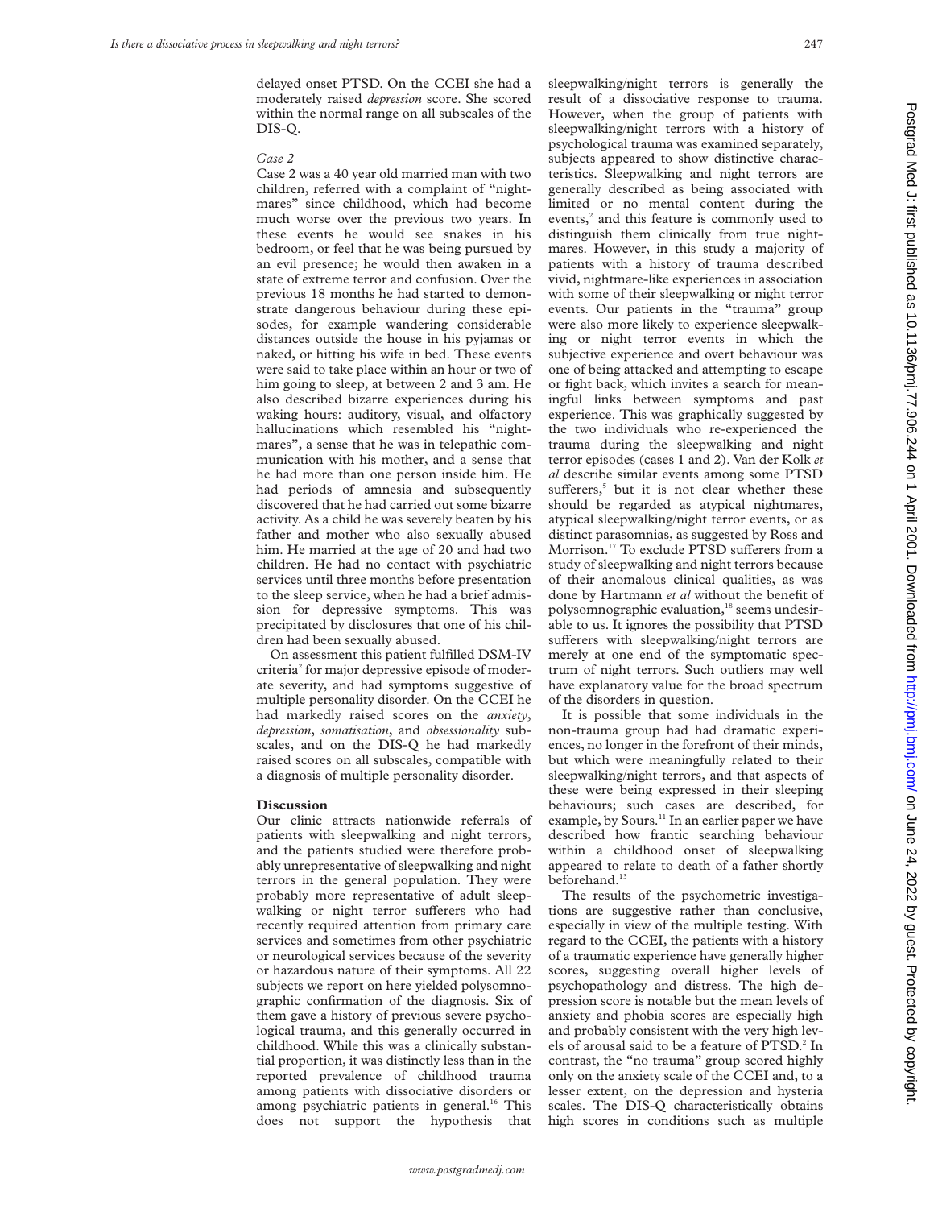delayed onset PTSD. On the CCEI she had a moderately raised *depression* score. She scored within the normal range on all subscales of the DIS-Q.

*Case 2*

Case 2 was a 40 year old married man with two children, referred with a complaint of "nightmares" since childhood, which had become much worse over the previous two years. In these events he would see snakes in his bedroom, or feel that he was being pursued by an evil presence; he would then awaken in a state of extreme terror and confusion. Over the previous 18 months he had started to demonstrate dangerous behaviour during these episodes, for example wandering considerable distances outside the house in his pyjamas or naked, or hitting his wife in bed. These events were said to take place within an hour or two of him going to sleep, at between 2 and 3 am. He also described bizarre experiences during his waking hours: auditory, visual, and olfactory hallucinations which resembled his "nightmares", a sense that he was in telepathic communication with his mother, and a sense that he had more than one person inside him. He had periods of amnesia and subsequently discovered that he had carried out some bizarre activity. As a child he was severely beaten by his father and mother who also sexually abused him. He married at the age of 20 and had two children. He had no contact with psychiatric services until three months before presentation to the sleep service, when he had a brief admission for depressive symptoms. This was precipitated by disclosures that one of his children had been sexually abused.

On assessment this patient fulfilled DSM-IV criteria[2] for major depressive episode of moderate severity, and had symptoms suggestive of multiple personality disorder. On the CCEI he had markedly raised scores on the *anxiety*, *depression*, *somatisation*, and *obsessionality* subscales, and on the DIS-Q he had markedly raised scores on all subscales, compatible with a diagnosis of multiple personality disorder.

## Discussion

Our clinic attracts nationwide referrals of patients with sleepwalking and night terrors, and the patients studied were therefore probably unrepresentative of sleepwalking and night terrors in the general population. They were probably more representative of adult sleepwalking or night terror sufferers who had recently required attention from primary care services and sometimes from other psychiatric or neurological services because of the severity or hazardous nature of their symptoms. All 22 subjects we report on here yielded polysomnographic confirmation of the diagnosis. Six of them gave a history of previous severe psychological trauma, and this generally occurred in childhood. While this was a clinically substantial proportion, it was distinctly less than in the reported prevalence of childhood trauma among patients with dissociative disorders or among psychiatric patients in general.[16] This does not support the hypothesis that sleepwalking/night terrors is generally the result of a dissociative response to trauma. However, when the group of patients with sleepwalking/night terrors with a history of psychological trauma was examined separately, subjects appeared to show distinctive characteristics. Sleepwalking and night terrors are generally described as being associated with limited or no mental content during the events,[2] and this feature is commonly used to distinguish them clinically from true nightmares. However, in this study a majority of patients with a history of trauma described vivid, nightmare-like experiences in association with some of their sleepwalking or night terror events. Our patients in the "trauma" group were also more likely to experience sleepwalking or night terror events in which the subjective experience and overt behaviour was one of being attacked and attempting to escape or fight back, which invites a search for meaningful links between symptoms and past experience. This was graphically suggested by the two individuals who re-experienced the trauma during the sleepwalking and night terror episodes (cases 1 and 2). Van der Kolk *et al* describe similar events among some PTSD sufferers,[5] but it is not clear whether these should be regarded as atypical nightmares, atypical sleepwalking/night terror events, or as distinct parasomnias, as suggested by Ross and Morrison.[17] To exclude PTSD sufferers from a study of sleepwalking and night terrors because of their anomalous clinical qualities, as was done by Hartmann *et al* without the benefit of polysomnographic evaluation,[18] seems undesirable to us. It ignores the possibility that PTSD sufferers with sleepwalking/night terrors are merely at one end of the symptomatic spectrum of night terrors. Such outliers may well have explanatory value for the broad spectrum of the disorders in question.

It is possible that some individuals in the non-trauma group had had dramatic experiences, no longer in the forefront of their minds, but which were meaningfully related to their sleepwalking/night terrors, and that aspects of these were being expressed in their sleeping behaviours; such cases are described, for example, by Sours.[11] In an earlier paper we have described how frantic searching behaviour within a childhood onset of sleepwalking appeared to relate to death of a father shortly beforehand.[13]

The results of the psychometric investigations are suggestive rather than conclusive, especially in view of the multiple testing. With regard to the CCEI, the patients with a history of a traumatic experience have generally higher scores, suggesting overall higher levels of psychopathology and distress. The high depression score is notable but the mean levels of anxiety and phobia scores are especially high and probably consistent with the very high levels of arousal said to be a feature of PTSD.[2] In contrast, the "no trauma" group scored highly only on the anxiety scale of the CCEI and, to a lesser extent, on the depression and hysteria scales. The DIS-Q characteristically obtains high scores in conditions such as multiple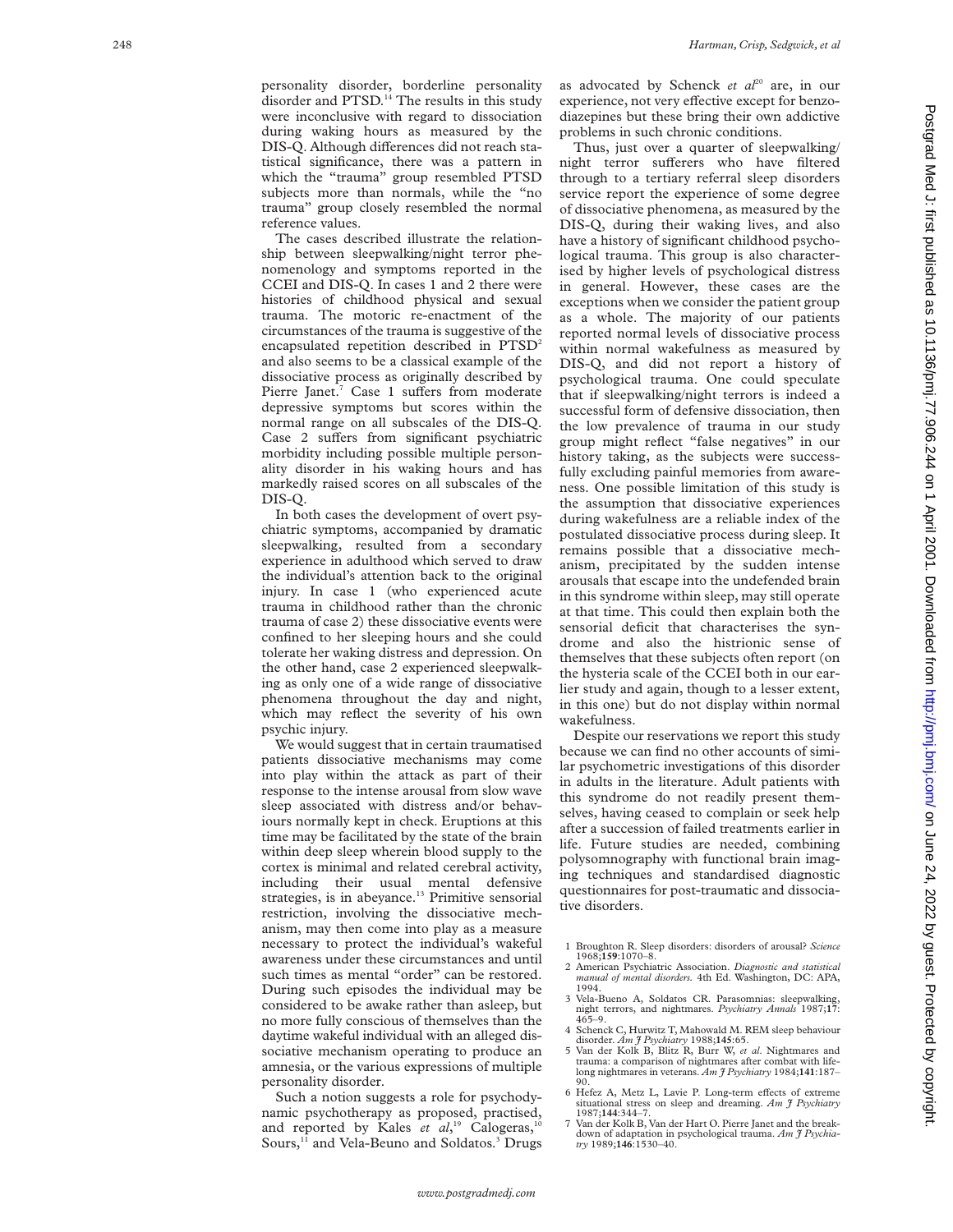personality disorder, borderline personality disorder and PTSD.[14] The results in this study were inconclusive with regard to dissociation during waking hours as measured by the DIS-Q. Although differences did not reach statistical significance, there was a pattern in which the "trauma" group resembled PTSD subjects more than normals, while the "no trauma" group closely resembled the normal reference values.

The cases described illustrate the relationship between sleepwalking/night terror phenomenology and symptoms reported in the CCEI and DIS-Q. In cases 1 and 2 there were histories of childhood physical and sexual trauma. The motoric re-enactment of the circumstances of the trauma is suggestive of the encapsulated repetition described in PTSD[2] and also seems to be a classical example of the dissociative process as originally described by Pierre Janet.[7] Case 1 suffers from moderate depressive symptoms but scores within the normal range on all subscales of the DIS-Q. Case 2 suffers from significant psychiatric morbidity including possible multiple personality disorder in his waking hours and has markedly raised scores on all subscales of the DIS-Q.

In both cases the development of overt psychiatric symptoms, accompanied by dramatic sleepwalking, resulted from a secondary experience in adulthood which served to draw the individual's attention back to the original injury. In case 1 (who experienced acute trauma in childhood rather than the chronic trauma of case 2) these dissociative events were confined to her sleeping hours and she could tolerate her waking distress and depression. On the other hand, case 2 experienced sleepwalking as only one of a wide range of dissociative phenomena throughout the day and night, which may reflect the severity of his own psychic injury.

We would suggest that in certain traumatised patients dissociative mechanisms may come into play within the attack as part of their response to the intense arousal from slow wave sleep associated with distress and/or behaviours normally kept in check. Eruptions at this time may be facilitated by the state of the brain within deep sleep wherein blood supply to the cortex is minimal and related cerebral activity, including their usual mental defensive strategies, is in abeyance.[13] Primitive sensorial restriction, involving the dissociative mechanism, may then come into play as a measure necessary to protect the individual's wakeful awareness under these circumstances and until such times as mental "order" can be restored. During such episodes the individual may be considered to be awake rather than asleep, but no more fully conscious of themselves than the daytime wakeful individual with an alleged dissociative mechanism operating to produce an amnesia, or the various expressions of multiple personality disorder.

Such a notion suggests a role for psychodynamic psychotherapy as proposed, practised, and reported by Kales *et al*,[19] Calogeras,[10] Sours,[11] and Vela-Beuno and Soldatos.[3] Drugs as advocated by Schenck *et al*[20] are, in our experience, not very effective except for benzodiazepines but these bring their own addictive problems in such chronic conditions.

Thus, just over a quarter of sleepwalking/night terror sufferers who have filtered through to a tertiary referral sleep disorders service report the experience of some degree of dissociative phenomena, as measured by the DIS-Q, during their waking lives, and also have a history of significant childhood psychological trauma. This group is also characterised by higher levels of psychological distress in general. However, these cases are the exceptions when we consider the patient group as a whole. The majority of our patients reported normal levels of dissociative process within normal wakefulness as measured by DIS-Q, and did not report a history of psychological trauma. One could speculate that if sleepwalking/night terrors is indeed a successful form of defensive dissociation, then the low prevalence of trauma in our study group might reflect "false negatives" in our history taking, as the subjects were successfully excluding painful memories from awareness. One possible limitation of this study is the assumption that dissociative experiences during wakefulness are a reliable index of the postulated dissociative process during sleep. It remains possible that a dissociative mechanism, precipitated by the sudden intense arousals that escape into the undefended brain in this syndrome within sleep, may still operate at that time. This could then explain both the sensorial deficit that characterises the syndrome and also the histrionic sense of themselves that these subjects often report (on the hysteria scale of the CCEI both in our earlier study and again, though to a lesser extent, in this one) but do not display within normal wakefulness.

Despite our reservations we report this study because we can find no other accounts of similar psychometric investigations of this disorder in adults in the literature. Adult patients with this syndrome do not readily present themselves, having ceased to complain or seek help after a succession of failed treatments earlier in life. Future studies are needed, combining polysomnography with functional brain imaging techniques and standardised diagnostic questionnaires for post-traumatic and dissociative disorders.

1 Broughton R. Sleep disorders: disorders of arousal? *Science* 1968;**159**:1070–8.
2 American Psychiatric Association. *Diagnostic and statistical manual of mental disorders.* 4th Ed. Washington, DC: APA, 1994.
3 Vela-Bueno A, Soldatos CR. Parasomnias: sleepwalking, night terrors, and nightmares. *Psychiatry Annals* 1987;**17**: 465–9.
4 Schenck C, Hurwitz T, Mahowald M. REM sleep behaviour disorder. *Am J Psychiatry* 1988;**145**:65.
5 Van der Kolk B, Blitz R, Burr W, *et al*. Nightmares and trauma: a comparison of nightmares after combat with life-long nightmares in veterans. *Am J Psychiatry* 1984;**141**:187–90.
6 Hefez A, Metz L, Lavie P. Long-term effects of extreme situational stress on sleep and dreaming. *Am J Psychiatry* 1987;**144**:344–7.
7 Van der Kolk B, Van der Hart O. Pierre Janet and the breakdown of adaptation in psychological trauma. *Am J Psychiatry* 1989;**146**:1530–40.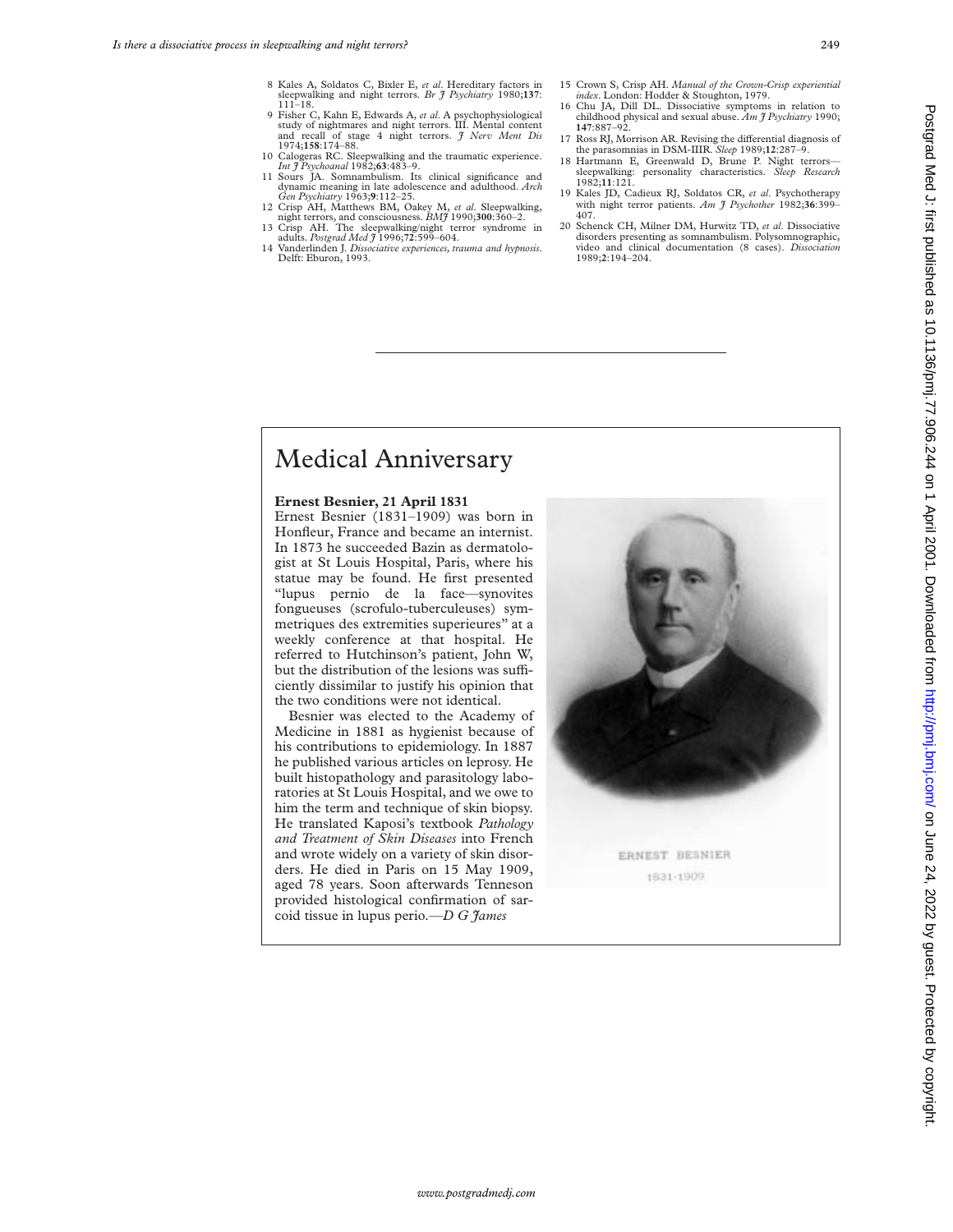8 Kales A, Soldatos C, Bixler E, *et al*. Hereditary factors in sleepwalking and night terrors. *Br J Psychiatry* 1980;**137**:111–18.

9 Fisher C, Kahn E, Edwards A, *et al*. A psychophysiological study of nightmares and night terrors. III. Mental content and recall of stage 4 night terrors. *J Nerv Ment Dis* 1974;**158**:174–88.

10 Calogeras RC. Sleepwalking and the traumatic experience. *Int J Psychoanal* 1982;**63**:483–9.

11 Sours JA. Somnambulism. Its clinical significance and dynamic meaning in late adolescence and adulthood. *Arch Gen Psychiatry* 1963;**9**:112–25.

12 Crisp AH, Matthews BM, Oakey M, *et al*. Sleepwalking, night terrors, and consciousness. *BMJ* 1990;**300**:360–2.

13 Crisp AH. The sleepwalking/night terror syndrome in adults. *Postgrad Med J* 1996;**72**:599–604.

14 Vanderlinden J. *Dissociative experiences, trauma and hypnosis*. Delft: Eburon, 1993.

15 Crown S, Crisp AH. *Manual of the Crown-Crisp experiential index*. London: Hodder & Stoughton, 1979.

16 Chu JA, Dill DL. Dissociative symptoms in relation to childhood physical and sexual abuse. *Am J Psychiatry* 1990;**147**:887–92.

17 Ross RJ, Morrison AR. Revising the differential diagnosis of the parasomnias in DSM-IIIR. *Sleep* 1989;**12**:287–9.

18 Hartmann E, Greenwald D, Brune P. Night terrors—sleepwalking: personality characteristics. *Sleep Research* 1982;**11**:121.

19 Kales JD, Cadieux RJ, Soldatos CR, *et al*. Psychotherapy with night terror patients. *Am J Psychother* 1982;**36**:399–407.

20 Schenck CH, Milner DM, Hurwitz TD, *et al*. Dissociative disorders presenting as somnambulism. Polysomnographic, video and clinical documentation (8 cases). *Dissociation* 1989;**2**:194–204.

# Medical Anniversary

**Ernest Besnier, 21 April 1831**

Ernest Besnier (1831–1909) was born in Honfleur, France and became an internist. In 1873 he succeeded Bazin as dermatologist at St Louis Hospital, Paris, where his statue may be found. He first presented "lupus pernio de la face—synovites fongueuses (scrofulo-tuberculeuses) symmetriques des extremities superieures" at a weekly conference at that hospital. He referred to Hutchinson's patient, John W, but the distribution of the lesions was sufficiently dissimilar to justify his opinion that the two conditions were not identical.

Besnier was elected to the Academy of Medicine in 1881 as hygienist because of his contributions to epidemiology. In 1887 he published various articles on leprosy. He built histopathology and parasitology laboratories at St Louis Hospital, and we owe to him the term and technique of skin biopsy. He translated Kaposi's textbook *Pathology and Treatment of Skin Diseases* into French and wrote widely on a variety of skin disorders. He died in Paris on 15 May 1909, aged 78 years. Soon afterwards Tenneson provided histological confirmation of sarcoid tissue in lupus perio.—*D G James*

ERNEST BESNIER
1831-1909